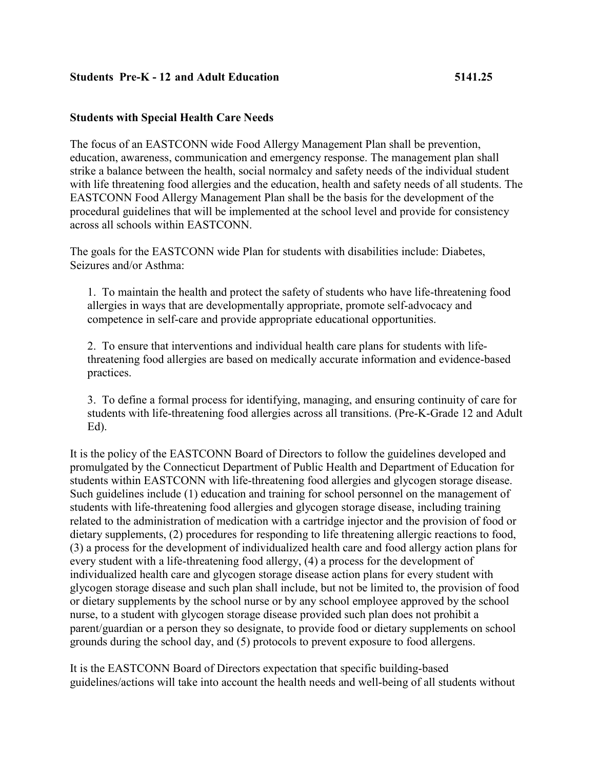**Students Pre-K - 12 and Adult Education 5141.25**

**Students with Special Health Care Needs**

The focus of an EASTCONN wide Food Allergy Management Plan shall be prevention, education, awareness, communication and emergency response. The management plan shall strike a balance between the health, social normalcy and safety needs of the individual student with life threatening food allergies and the education, health and safety needs of all students. The EASTCONN Food Allergy Management Plan shall be the basis for the development of the procedural guidelines that will be implemented at the school level and provide for consistency across all schools within EASTCONN.

The goals for the EASTCONN wide Plan for students with disabilities include: Diabetes, Seizures and/or Asthma:

1. To maintain the health and protect the safety of students who have life-threatening food allergies in ways that are developmentally appropriate, promote self-advocacy and competence in self-care and provide appropriate educational opportunities.

2. To ensure that interventions and individual health care plans for students with life-threatening food allergies are based on medically accurate information and evidence-based practices.

3. To define a formal process for identifying, managing, and ensuring continuity of care for students with life-threatening food allergies across all transitions. (Pre-K-Grade 12 and Adult Ed).

It is the policy of the EASTCONN Board of Directors to follow the guidelines developed and promulgated by the Connecticut Department of Public Health and Department of Education for students within EASTCONN with life-threatening food allergies and glycogen storage disease. Such guidelines include (1) education and training for school personnel on the management of students with life-threatening food allergies and glycogen storage disease, including training related to the administration of medication with a cartridge injector and the provision of food or dietary supplements, (2) procedures for responding to life threatening allergic reactions to food, (3) a process for the development of individualized health care and food allergy action plans for every student with a life-threatening food allergy, (4) a process for the development of individualized health care and glycogen storage disease action plans for every student with glycogen storage disease and such plan shall include, but not be limited to, the provision of food or dietary supplements by the school nurse or by any school employee approved by the school nurse, to a student with glycogen storage disease provided such plan does not prohibit a parent/guardian or a person they so designate, to provide food or dietary supplements on school grounds during the school day, and (5) protocols to prevent exposure to food allergens.

It is the EASTCONN Board of Directors expectation that specific building-based guidelines/actions will take into account the health needs and well-being of all students without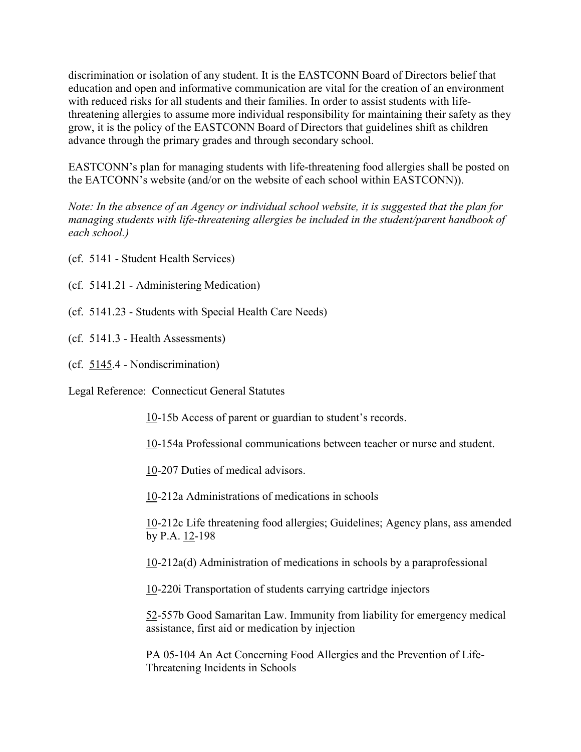discrimination or isolation of any student. It is the EASTCONN Board of Directors belief that education and open and informative communication are vital for the creation of an environment with reduced risks for all students and their families. In order to assist students with life-threatening allergies to assume more individual responsibility for maintaining their safety as they grow, it is the policy of the EASTCONN Board of Directors that guidelines shift as children advance through the primary grades and through secondary school.

EASTCONN's plan for managing students with life-threatening food allergies shall be posted on the EATCONN's website (and/or on the website of each school within EASTCONN)).

*Note: In the absence of an Agency or individual school website, it is suggested that the plan for managing students with life-threatening allergies be included in the student/parent handbook of each school.)*

(cf. 5141 - Student Health Services)

(cf. 5141.21 - Administering Medication)

(cf. 5141.23 - Students with Special Health Care Needs)

(cf. 5141.3 - Health Assessments)

(cf. 5145.4 - Nondiscrimination)

Legal Reference: Connecticut General Statutes

10-15b Access of parent or guardian to student's records.

10-154a Professional communications between teacher or nurse and student.

10-207 Duties of medical advisors.

10-212a Administrations of medications in schools

10-212c Life threatening food allergies; Guidelines; Agency plans, ass amended by P.A. 12-198

10-212a(d) Administration of medications in schools by a paraprofessional

10-220i Transportation of students carrying cartridge injectors

52-557b Good Samaritan Law. Immunity from liability for emergency medical assistance, first aid or medication by injection

PA 05-104 An Act Concerning Food Allergies and the Prevention of Life-Threatening Incidents in Schools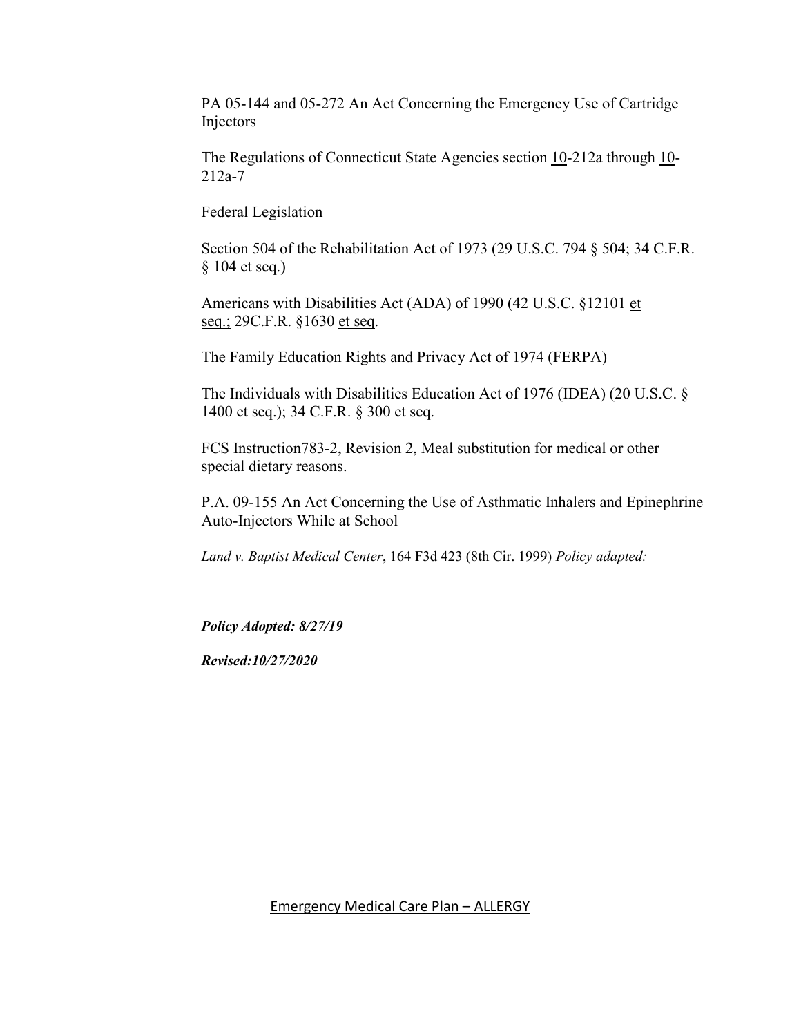PA 05-144 and 05-272 An Act Concerning the Emergency Use of Cartridge Injectors

The Regulations of Connecticut State Agencies section 10-212a through 10-212a-7

Federal Legislation

Section 504 of the Rehabilitation Act of 1973 (29 U.S.C. 794 § 504; 34 C.F.R. § 104 et seq.)

Americans with Disabilities Act (ADA) of 1990 (42 U.S.C. §12101 et seq.; 29C.F.R. §1630 et seq.

The Family Education Rights and Privacy Act of 1974 (FERPA)

The Individuals with Disabilities Education Act of 1976 (IDEA) (20 U.S.C. § 1400 et seq.); 34 C.F.R. § 300 et seq.

FCS Instruction783-2, Revision 2, Meal substitution for medical or other special dietary reasons.

P.A. 09-155 An Act Concerning the Use of Asthmatic Inhalers and Epinephrine Auto-Injectors While at School

*Land v. Baptist Medical Center*, 164 F3d 423 (8th Cir. 1999) *Policy adapted:*

***Policy Adopted: 8/27/19***

***Revised:10/27/2020***

Emergency Medical Care Plan – ALLERGY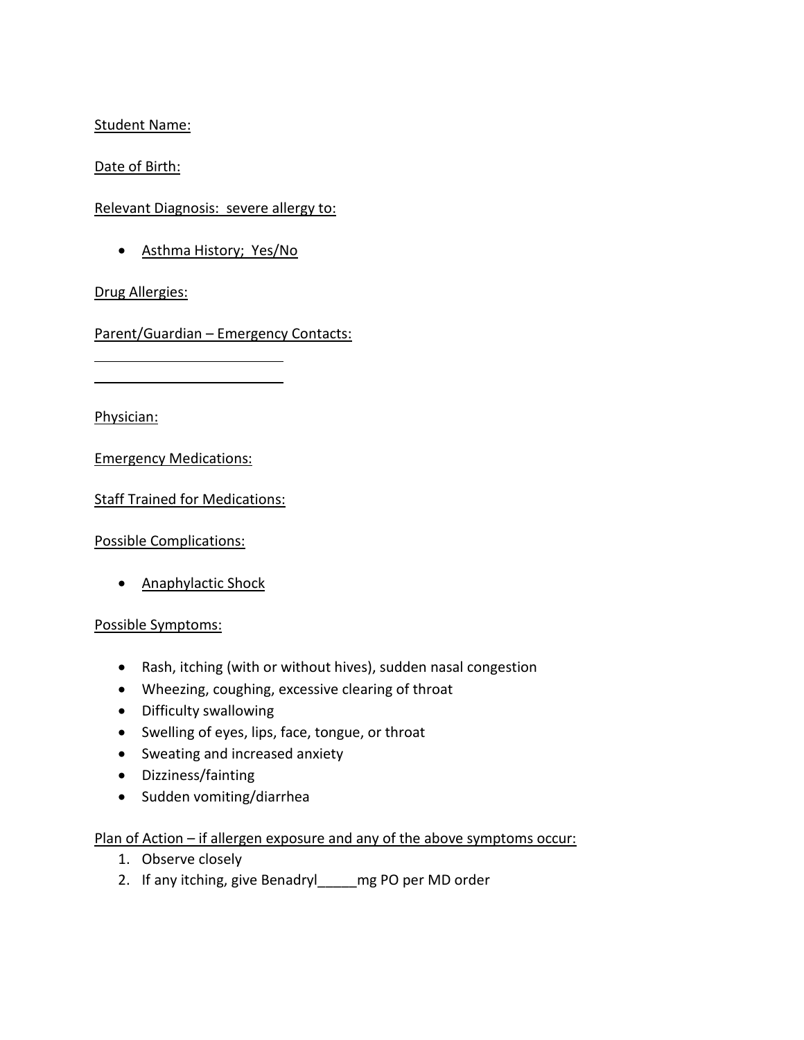Student Name:

Date of Birth:

Relevant Diagnosis: severe allergy to:

- Asthma History; Yes/No

Drug Allergies:

Parent/Guardian – Emergency Contacts:

\_\_\_\_\_\_\_\_\_\_\_\_\_\_\_\_\_\_\_\_\_\_\_\_\_\_

\_\_\_\_\_\_\_\_\_\_\_\_\_\_\_\_\_\_\_\_\_\_\_\_\_\_

Physician:

Emergency Medications:

Staff Trained for Medications:

Possible Complications:

- Anaphylactic Shock

Possible Symptoms:

- Rash, itching (with or without hives), sudden nasal congestion
- Wheezing, coughing, excessive clearing of throat
- Difficulty swallowing
- Swelling of eyes, lips, face, tongue, or throat
- Sweating and increased anxiety
- Dizziness/fainting
- Sudden vomiting/diarrhea

Plan of Action – if allergen exposure and any of the above symptoms occur:

1. Observe closely
2. If any itching, give Benadryl_____mg PO per MD order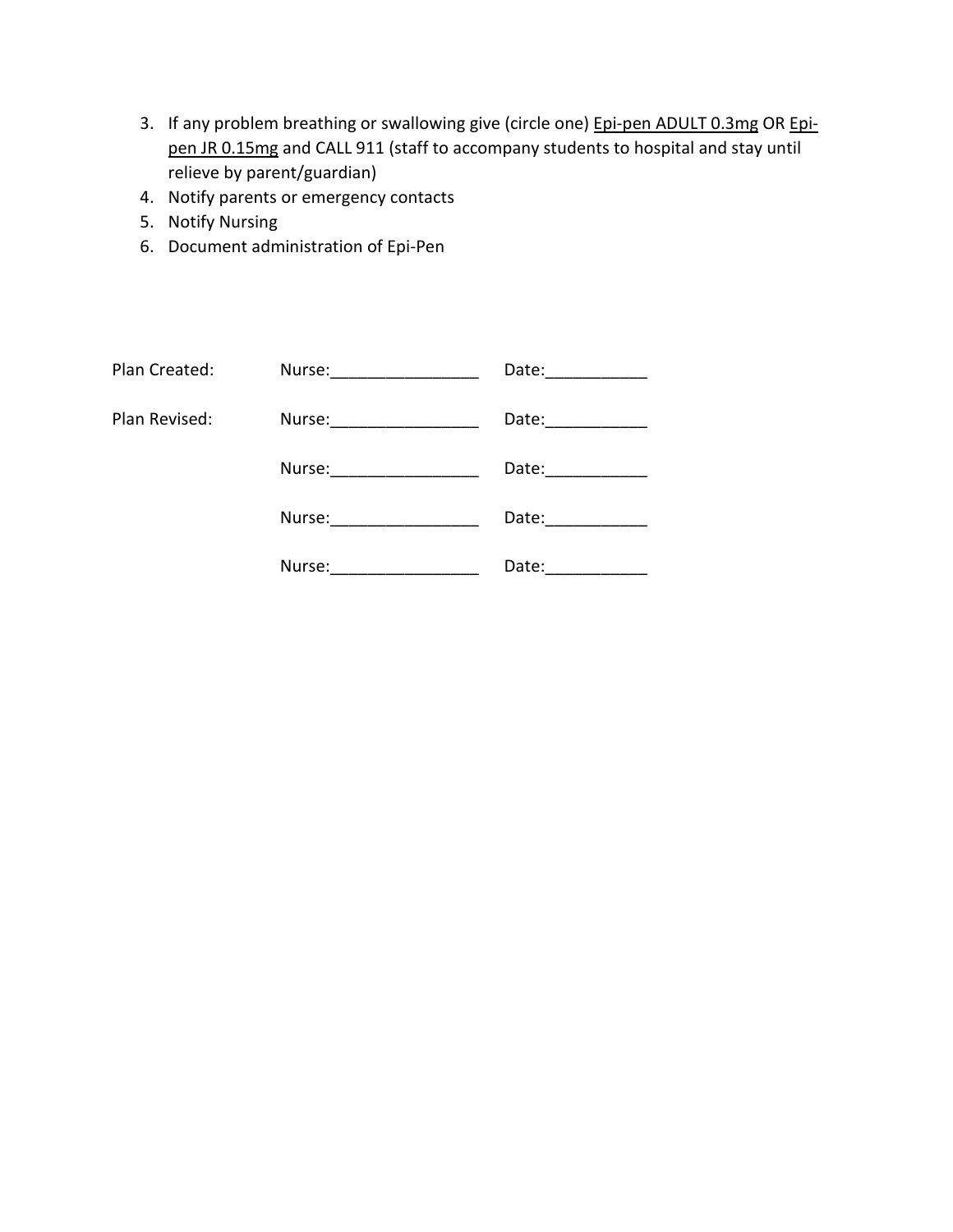3. If any problem breathing or swallowing give (circle one) <u>Epi-pen ADULT 0.3mg</u> OR <u>Epi-pen JR 0.15mg</u> and CALL 911 (staff to accompany students to hospital and stay until relieve by parent/guardian)
4. Notify parents or emergency contacts
5. Notify Nursing
6. Document administration of Epi-Pen

| | | |
|---|---|---|
| Plan Created: | Nurse:________________ | Date:___________ |
| Plan Revised: | Nurse:________________ | Date:___________ |
| | Nurse:________________ | Date:___________ |
| | Nurse:________________ | Date:___________ |
| | Nurse:________________ | Date:___________ |